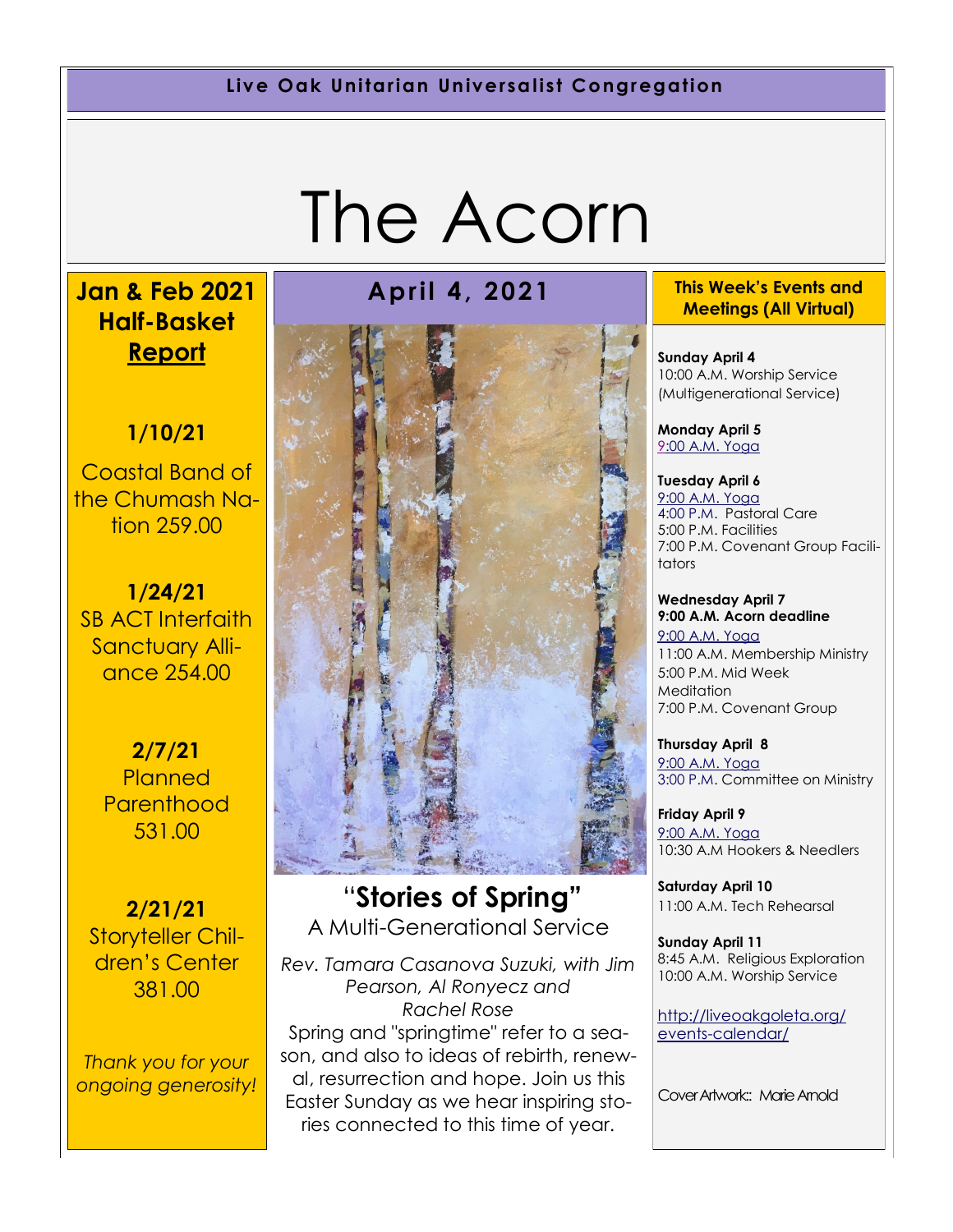Live Oak Unitarian Universalist Congregation

# The Acorn

## April 4, 2021

## "Stories of Spring"

A Multi-Generational Service

*Rev. Tamara Casanova Suzuki, with Jim Pearson, Al Ronyecz and Rachel Rose*

Spring and "springtime" refer to a season, and also to ideas of rebirth, renewal, resurrection and hope. Join us this Easter Sunday as we hear inspiring stories connected to this time of year.

## Jan & Feb 2021 Half-Basket Report

**1/10/21**
Coastal Band of the Chumash Nation 259.00

**1/24/21**
SB ACT Interfaith Sanctuary Alliance 254.00

**2/7/21**
Planned Parenthood 531.00

**2/21/21**
Storyteller Children's Center 381.00

*Thank you for your ongoing generosity!*

## This Week's Events and Meetings (All Virtual)

**Sunday April 4**
10:00 A.M. Worship Service (Multigenerational Service)

**Monday April 5**
9:00 A.M. Yoga

**Tuesday April 6**
9:00 A.M. Yoga
4:00 P.M. Pastoral Care
5:00 P.M. Facilities
7:00 P.M. Covenant Group Facilitators

**Wednesday April 7**
**9:00 A.M. Acorn deadline**
9:00 A.M. Yoga
11:00 A.M. Membership Ministry
5:00 P.M. Mid Week Meditation
7:00 P.M. Covenant Group

**Thursday April 8**
9:00 A.M. Yoga
3:00 P.M. Committee on Ministry

**Friday April 9**
9:00 A.M. Yoga
10:30 A.M Hookers & Needlers

**Saturday April 10**
11:00 A.M. Tech Rehearsal

**Sunday April 11**
8:45 A.M. Religious Exploration
10:00 A.M. Worship Service

http://liveoakgoleta.org/events-calendar/

Cover Artwork: Marie Arnold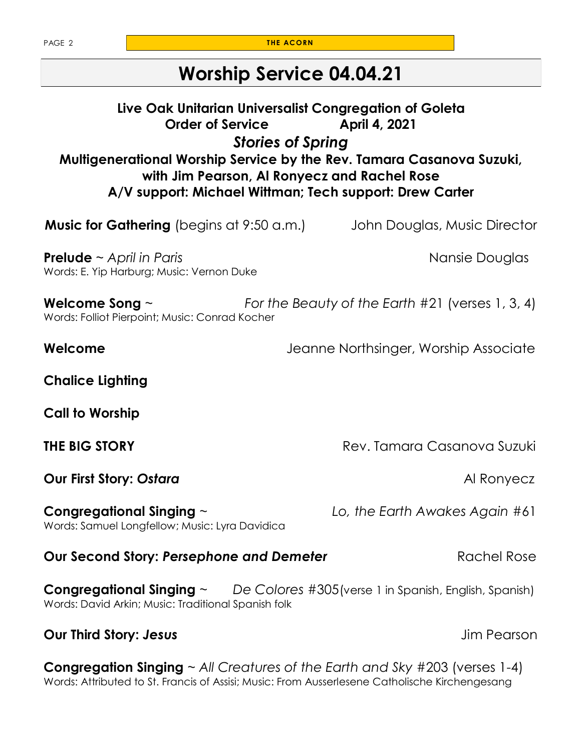# Worship Service 04.04.21

**Live Oak Unitarian Universalist Congregation of Goleta**
**Order of Service April 4, 2021**
***Stories of Spring***
**Multigenerational Worship Service by the Rev. Tamara Casanova Suzuki, with Jim Pearson, Al Ronyecz and Rachel Rose**
**A/V support: Michael Wittman; Tech support: Drew Carter**

**Music for Gathering** (begins at 9:50 a.m.) John Douglas, Music Director

**Prelude** ~ *April in Paris* Nansie Douglas
Words: E. Yip Harburg; Music: Vernon Duke

**Welcome Song** ~ *For the Beauty of the Earth* #21 (verses 1, 3, 4)
Words: Folliot Pierpoint; Music: Conrad Kocher

**Welcome** Jeanne Northsinger, Worship Associate

**Chalice Lighting**

**Call to Worship**

**THE BIG STORY** Rev. Tamara Casanova Suzuki

**Our First Story: *Ostara*** Al Ronyecz

**Congregational Singing** ~ *Lo, the Earth Awakes Again* #61
Words: Samuel Longfellow; Music: Lyra Davidica

**Our Second Story: *Persephone and Demeter*** Rachel Rose

**Congregational Singing** ~ *De Colores* #305 (verse 1 in Spanish, English, Spanish)
Words: David Arkin; Music: Traditional Spanish folk

**Our Third Story: *Jesus*** Jim Pearson

**Congregation Singing** ~ *All Creatures of the Earth and Sky* #203 (verses 1-4)
Words: Attributed to St. Francis of Assisi; Music: From Ausserlesene Catholische Kirchengesang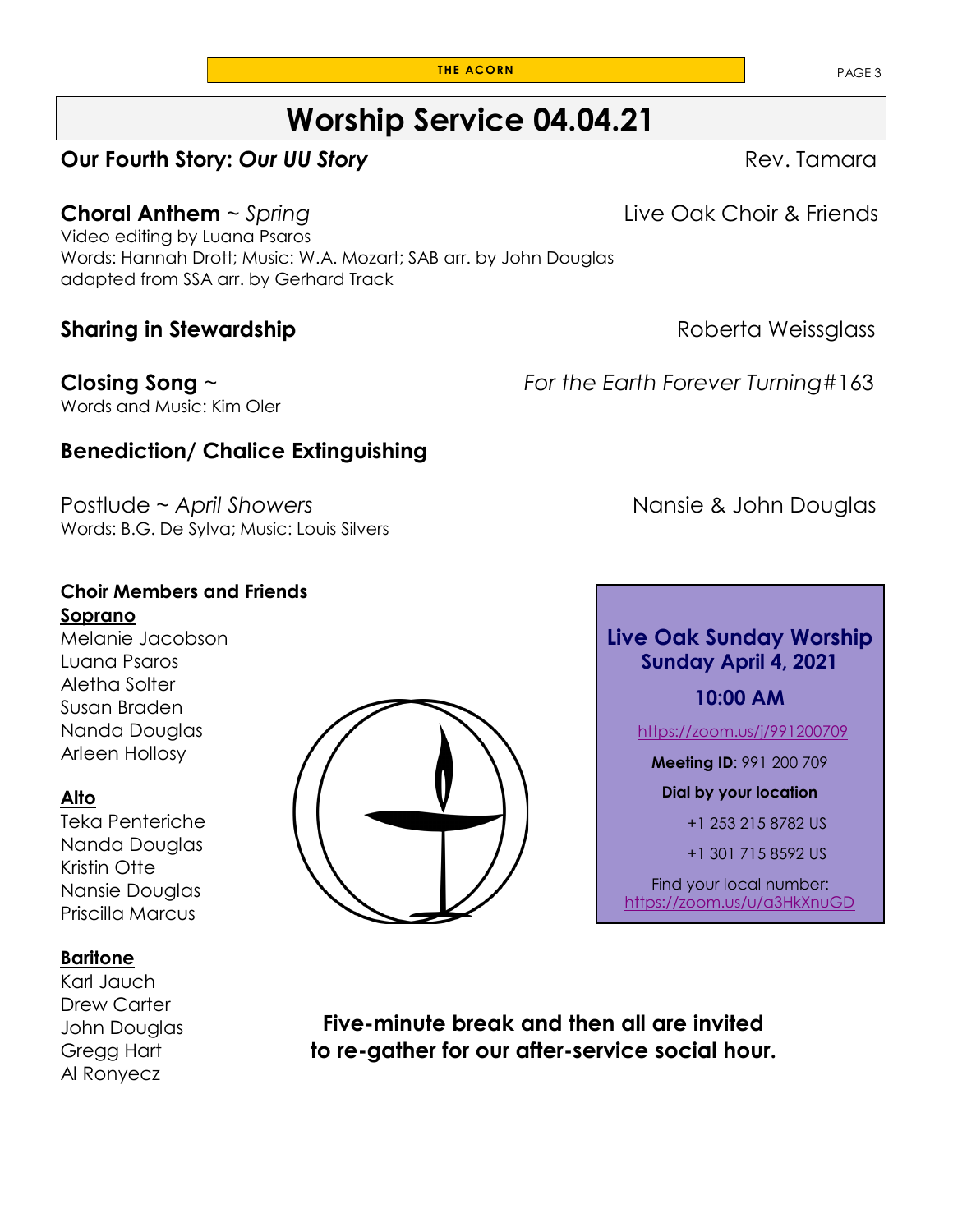# Worship Service 04.04.21

**Our Fourth Story:** ***Our UU Story*** Rev. Tamara

**Choral Anthem** ~ *Spring* Live Oak Choir & Friends
Video editing by Luana Psaros
Words: Hannah Drott; Music: W.A. Mozart; SAB arr. by John Douglas adapted from SSA arr. by Gerhard Track

**Sharing in Stewardship** Roberta Weissglass

**Closing Song** ~ *For the Earth Forever Turning*#163
Words and Music: Kim Oler

**Benediction/ Chalice Extinguishing**

Postlude ~ *April Showers* Nansie & John Douglas
Words: B.G. De Sylva; Music: Louis Silvers

**Choir Members and Friends**

**Soprano**
Melanie Jacobson
Luana Psaros
Aletha Solter
Susan Braden
Nanda Douglas
Arleen Hollosy

**Alto**
Teka Penteriche
Nanda Douglas
Kristin Otte
Nansie Douglas
Priscilla Marcus

**Baritone**
Karl Jauch
Drew Carter
John Douglas
Gregg Hart
Al Ronyecz

**Live Oak Sunday Worship**
**Sunday April 4, 2021**

**10:00 AM**

https://zoom.us/j/991200709

**Meeting ID**: 991 200 709

**Dial by your location**

+1 253 215 8782 US

+1 301 715 8592 US

Find your local number:
https://zoom.us/u/a3HkXnuGD

**Five-minute break and then all are invited to re-gather for our after-service social hour.**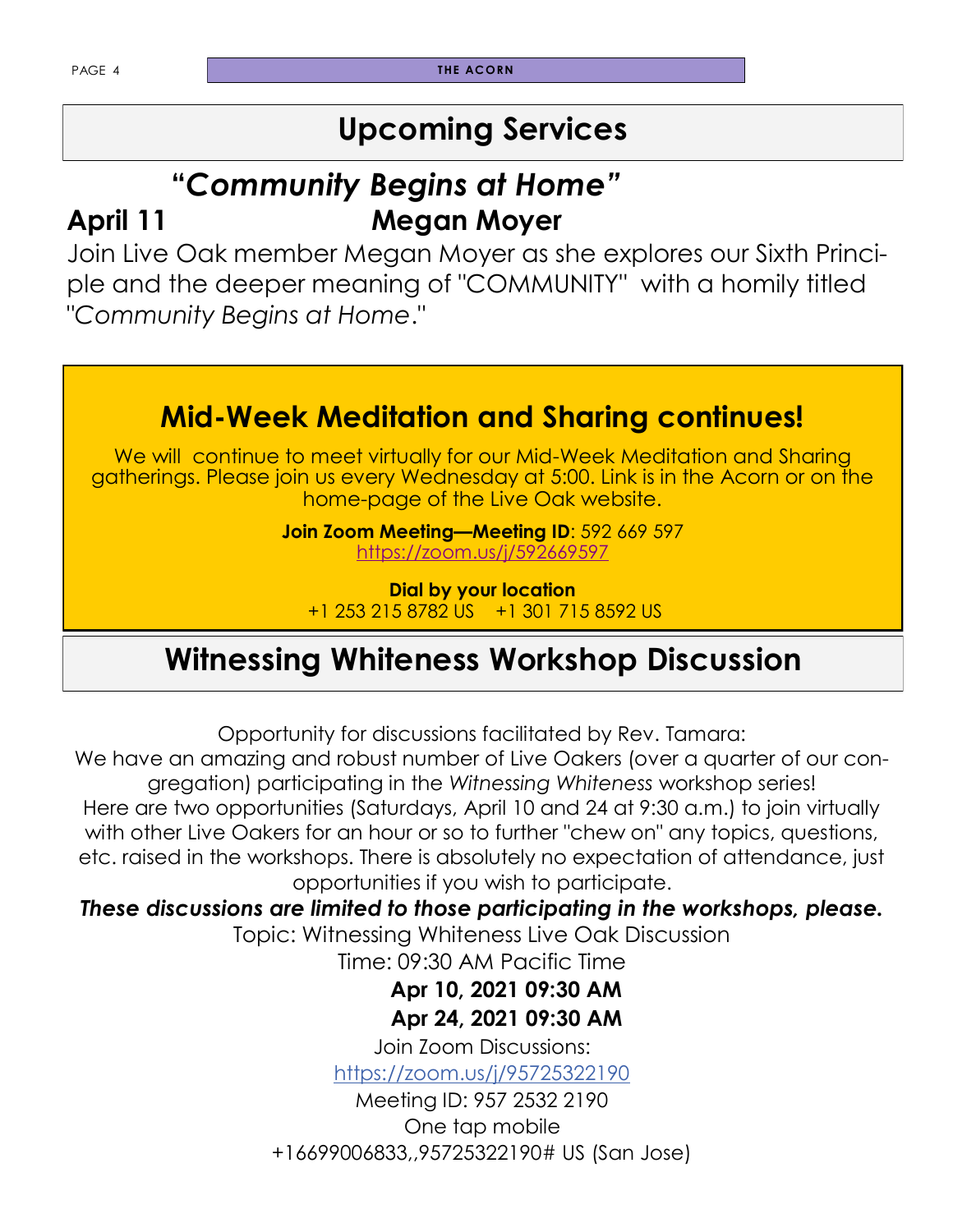## Upcoming Services

### *"Community Begins at Home"*

**April 11** **Megan Moyer**

Join Live Oak member Megan Moyer as she explores our Sixth Principle and the deeper meaning of "COMMUNITY" with a homily titled "*Community Begins at Home*."

## Mid-Week Meditation and Sharing continues!

We will continue to meet virtually for our Mid-Week Meditation and Sharing gatherings. Please join us every Wednesday at 5:00. Link is in the Acorn or on the home-page of the Live Oak website.

**Join Zoom Meeting—Meeting ID**: 592 669 597
https://zoom.us/j/592669597

**Dial by your location**
+1 253 215 8782 US +1 301 715 8592 US

## Witnessing Whiteness Workshop Discussion

Opportunity for discussions facilitated by Rev. Tamara:
We have an amazing and robust number of Live Oakers (over a quarter of our congregation) participating in the *Witnessing Whiteness* workshop series!
Here are two opportunities (Saturdays, April 10 and 24 at 9:30 a.m.) to join virtually with other Live Oakers for an hour or so to further "chew on" any topics, questions, etc. raised in the workshops. There is absolutely no expectation of attendance, just opportunities if you wish to participate.

***These discussions are limited to those participating in the workshops, please.***

Topic: Witnessing Whiteness Live Oak Discussion
Time: 09:30 AM Pacific Time

**Apr 10, 2021 09:30 AM**
**Apr 24, 2021 09:30 AM**

Join Zoom Discussions:
https://zoom.us/j/95725322190
Meeting ID: 957 2532 2190
One tap mobile
+16699006833,,95725322190# US (San Jose)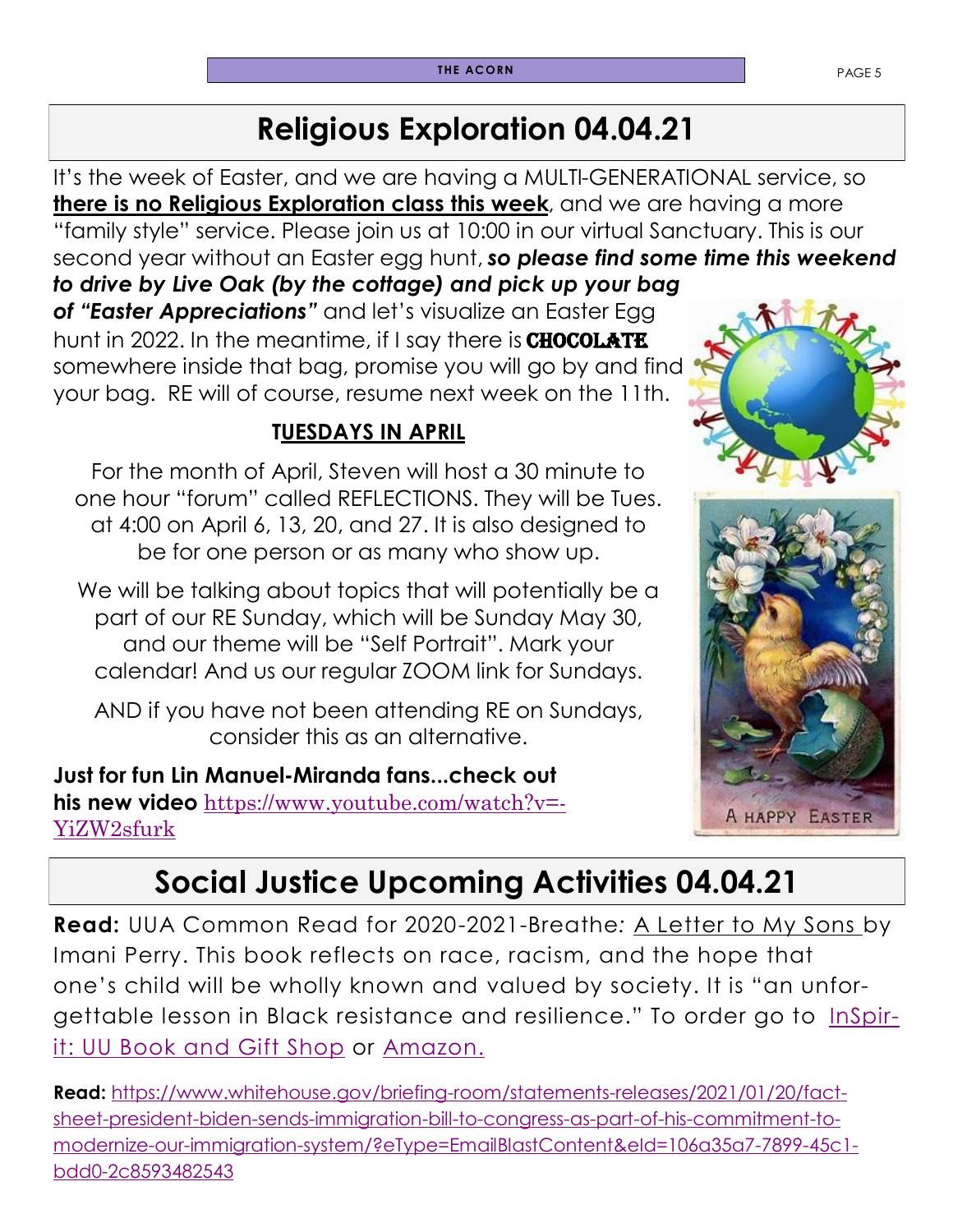# Religious Exploration 04.04.21

It's the week of Easter, and we are having a MULTI-GENERATIONAL service, so **there is no Religious Exploration class this week**, and we are having a more "family style" service. Please join us at 10:00 in our virtual Sanctuary. This is our second year without an Easter egg hunt, ***so please find some time this weekend to drive by Live Oak (by the cottage) and pick up your bag of "Easter Appreciations"*** and let's visualize an Easter Egg hunt in 2022. In the meantime, if I say there is **CHOCOLATE** somewhere inside that bag, promise you will go by and find your bag. RE will of course, resume next week on the 11th.

## TUESDAYS IN APRIL

For the month of April, Steven will host a 30 minute to one hour "forum" called REFLECTIONS. They will be Tues. at 4:00 on April 6, 13, 20, and 27. It is also designed to be for one person or as many who show up.

We will be talking about topics that will potentially be a part of our RE Sunday, which will be Sunday May 30, and our theme will be "Self Portrait". Mark your calendar! And us our regular ZOOM link for Sundays.

AND if you have not been attending RE on Sundays, consider this as an alternative.

**Just for fun Lin Manuel-Miranda fans...check out his new video** https://www.youtube.com/watch?v=-YiZW2sfurk

A HAPPY EASTER

# Social Justice Upcoming Activities 04.04.21

**Read:** UUA Common Read for 2020-2021-Breathe*:* A Letter to My Sons by Imani Perry. This book reflects on race, racism, and the hope that one's child will be wholly known and valued by society. It is "an unforgettable lesson in Black resistance and resilience." To order go to InSpirit: UU Book and Gift Shop or Amazon.

**Read:** https://www.whitehouse.gov/briefing-room/statements-releases/2021/01/20/fact-sheet-president-biden-sends-immigration-bill-to-congress-as-part-of-his-commitment-to-modernize-our-immigration-system/?eType=EmailBlastContent&eId=106a35a7-7899-45c1-bdd0-2c8593482543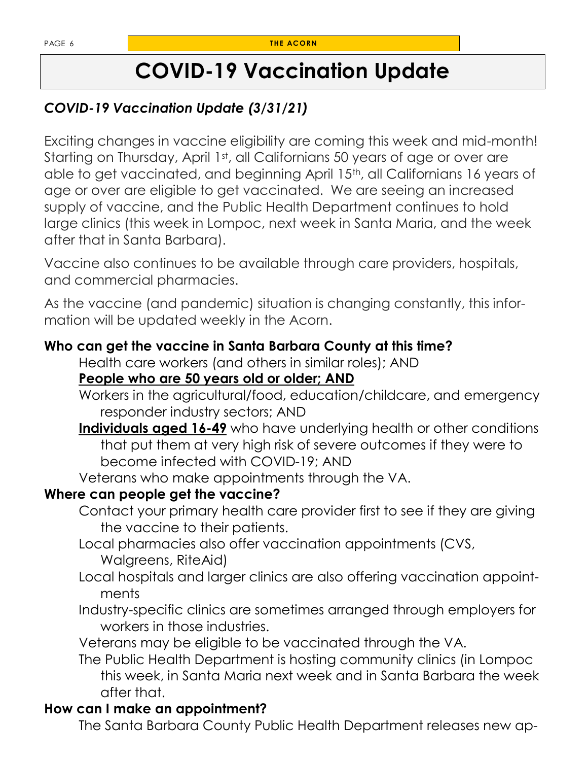# COVID-19 Vaccination Update

***COVID-19 Vaccination Update (3/31/21)***

Exciting changes in vaccine eligibility are coming this week and mid-month! Starting on Thursday, April 1st, all Californians 50 years of age or over are able to get vaccinated, and beginning April 15th, all Californians 16 years of age or over are eligible to get vaccinated. We are seeing an increased supply of vaccine, and the Public Health Department continues to hold large clinics (this week in Lompoc, next week in Santa Maria, and the week after that in Santa Barbara).

Vaccine also continues to be available through care providers, hospitals, and commercial pharmacies.

As the vaccine (and pandemic) situation is changing constantly, this information will be updated weekly in the Acorn.

**Who can get the vaccine in Santa Barbara County at this time?**

Health care workers (and others in similar roles); AND

**<u>People who are 50 years old or older; AND</u>**

Workers in the agricultural/food, education/childcare, and emergency responder industry sectors; AND

**<u>Individuals aged 16-49</u>** who have underlying health or other conditions that put them at very high risk of severe outcomes if they were to become infected with COVID-19; AND

Veterans who make appointments through the VA.

**Where can people get the vaccine?**

Contact your primary health care provider first to see if they are giving the vaccine to their patients.

Local pharmacies also offer vaccination appointments (CVS, Walgreens, RiteAid)

Local hospitals and larger clinics are also offering vaccination appointments

Industry-specific clinics are sometimes arranged through employers for workers in those industries.

Veterans may be eligible to be vaccinated through the VA.

The Public Health Department is hosting community clinics (in Lompoc this week, in Santa Maria next week and in Santa Barbara the week after that.

**How can I make an appointment?**

The Santa Barbara County Public Health Department releases new ap-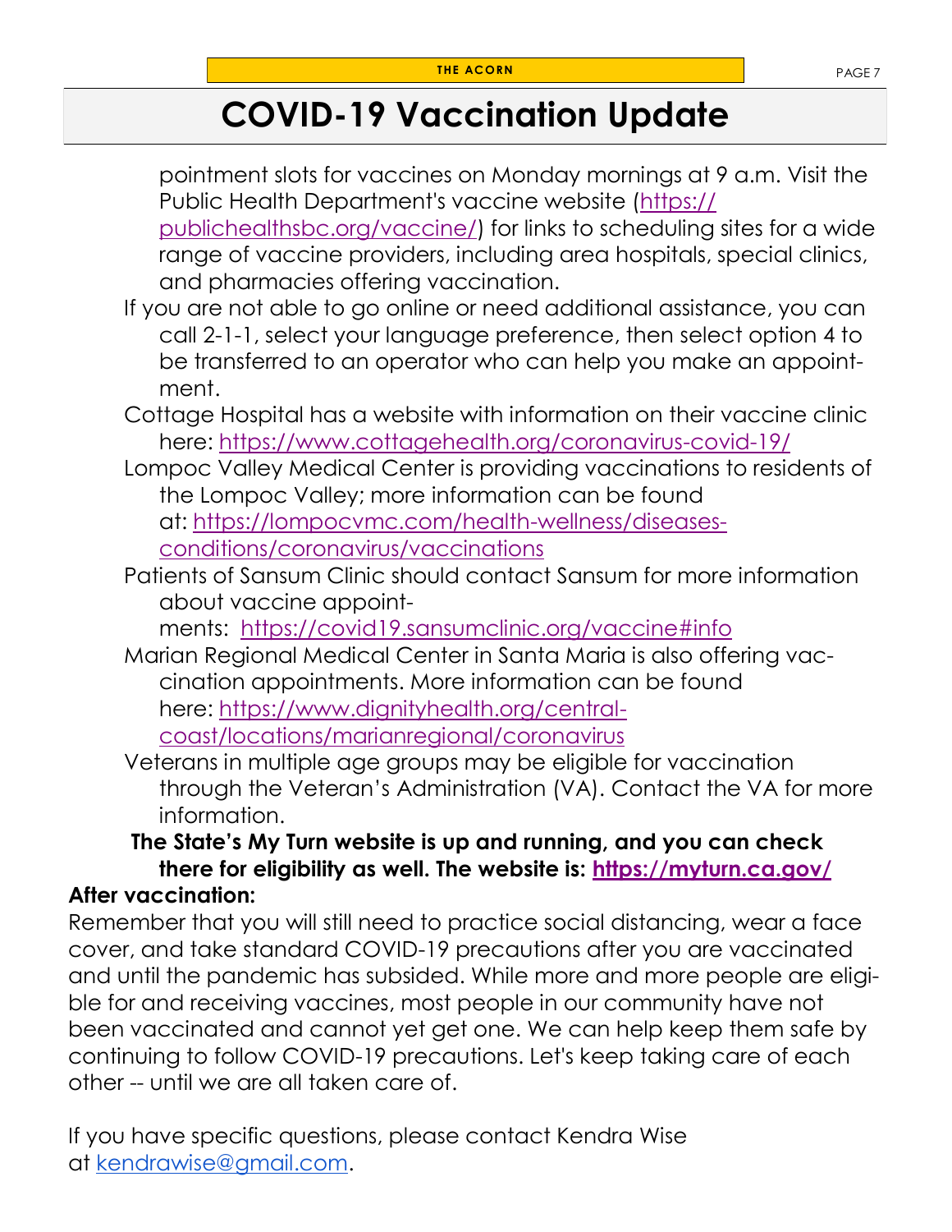# COVID-19 Vaccination Update

pointment slots for vaccines on Monday mornings at 9 a.m. Visit the Public Health Department's vaccine website ([https://publichealthsbc.org/vaccine/](https://publichealthsbc.org/vaccine/)) for links to scheduling sites for a wide range of vaccine providers, including area hospitals, special clinics, and pharmacies offering vaccination.

- If you are not able to go online or need additional assistance, you can call 2-1-1, select your language preference, then select option 4 to be transferred to an operator who can help you make an appointment.
- Cottage Hospital has a website with information on their vaccine clinic here: [https://www.cottagehealth.org/coronavirus-covid-19/](https://www.cottagehealth.org/coronavirus-covid-19/)
- Lompoc Valley Medical Center is providing vaccinations to residents of the Lompoc Valley; more information can be found at: [https://lompocvmc.com/health-wellness/diseases-conditions/coronavirus/vaccinations](https://lompocvmc.com/health-wellness/diseases-conditions/coronavirus/vaccinations)
- Patients of Sansum Clinic should contact Sansum for more information about vaccine appointments: [https://covid19.sansumclinic.org/vaccine#info](https://covid19.sansumclinic.org/vaccine#info)
- Marian Regional Medical Center in Santa Maria is also offering vaccination appointments. More information can be found here: [https://www.dignityhealth.org/central-coast/locations/marianregional/coronavirus](https://www.dignityhealth.org/central-coast/locations/marianregional/coronavirus)
- Veterans in multiple age groups may be eligible for vaccination through the Veteran's Administration (VA). Contact the VA for more information.

**The State's My Turn website is up and running, and you can check there for eligibility as well. The website is: [https://myturn.ca.gov/](https://myturn.ca.gov/)**

**After vaccination:**

Remember that you will still need to practice social distancing, wear a face cover, and take standard COVID-19 precautions after you are vaccinated and until the pandemic has subsided. While more and more people are eligible for and receiving vaccines, most people in our community have not been vaccinated and cannot yet get one. We can help keep them safe by continuing to follow COVID-19 precautions. Let's keep taking care of each other -- until we are all taken care of.

If you have specific questions, please contact Kendra Wise at [kendrawise@gmail.com](mailto:kendrawise@gmail.com).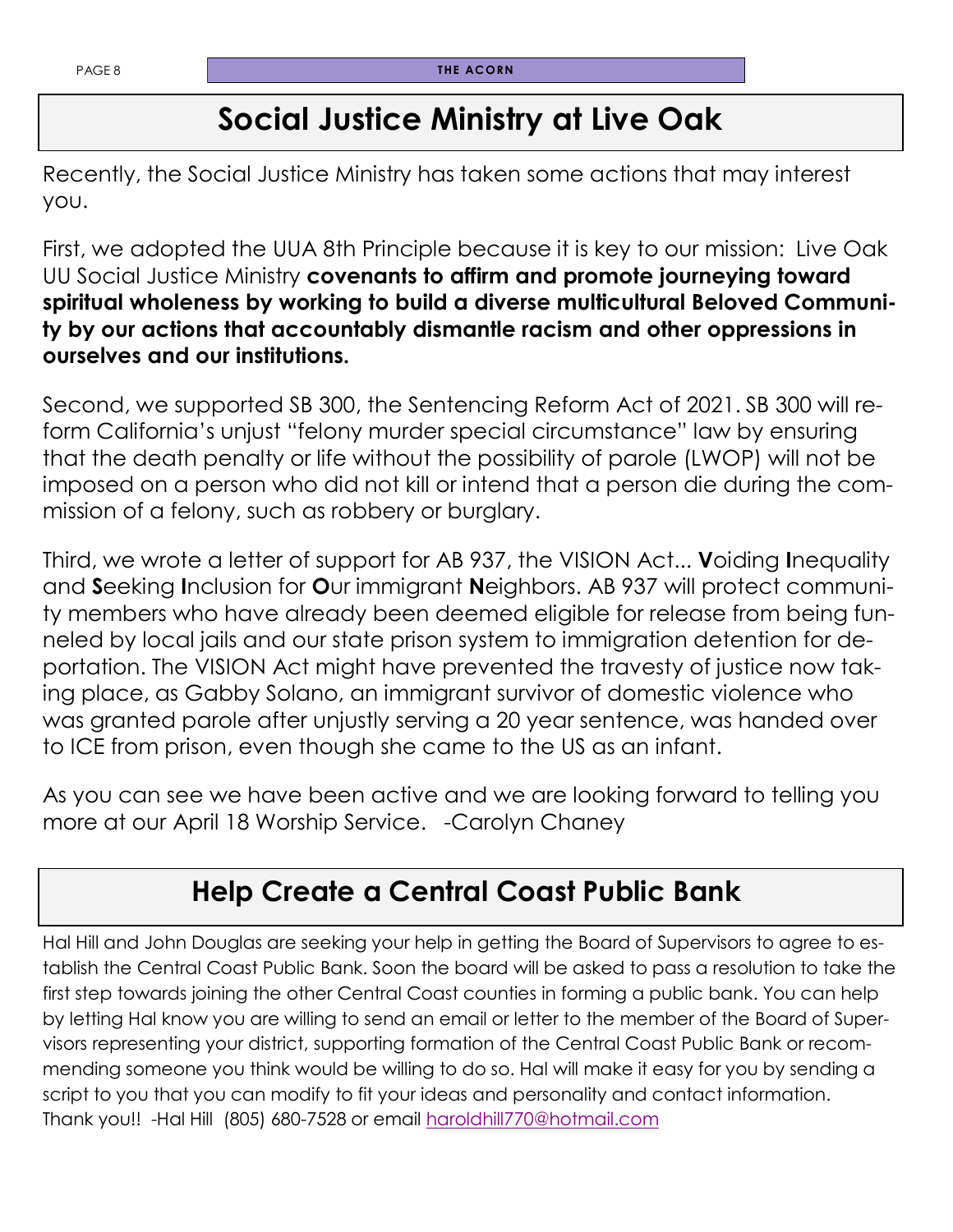# Social Justice Ministry at Live Oak

Recently, the Social Justice Ministry has taken some actions that may interest you.

First, we adopted the UUA 8th Principle because it is key to our mission: Live Oak UU Social Justice Ministry **covenants to affirm and promote journeying toward spiritual wholeness by working to build a diverse multicultural Beloved Community by our actions that accountably dismantle racism and other oppressions in ourselves and our institutions.**

Second, we supported SB 300, the Sentencing Reform Act of 2021. SB 300 will reform California's unjust "felony murder special circumstance" law by ensuring that the death penalty or life without the possibility of parole (LWOP) will not be imposed on a person who did not kill or intend that a person die during the commission of a felony, such as robbery or burglary.

Third, we wrote a letter of support for AB 937, the VISION Act... **V**oiding **I**nequality and **S**eeking **I**nclusion for **O**ur immigrant **N**eighbors. AB 937 will protect community members who have already been deemed eligible for release from being funneled by local jails and our state prison system to immigration detention for deportation. The VISION Act might have prevented the travesty of justice now taking place, as Gabby Solano, an immigrant survivor of domestic violence who was granted parole after unjustly serving a 20 year sentence, was handed over to ICE from prison, even though she came to the US as an infant.

As you can see we have been active and we are looking forward to telling you more at our April 18 Worship Service. -Carolyn Chaney

# Help Create a Central Coast Public Bank

Hal Hill and John Douglas are seeking your help in getting the Board of Supervisors to agree to establish the Central Coast Public Bank. Soon the board will be asked to pass a resolution to take the first step towards joining the other Central Coast counties in forming a public bank. You can help by letting Hal know you are willing to send an email or letter to the member of the Board of Supervisors representing your district, supporting formation of the Central Coast Public Bank or recommending someone you think would be willing to do so. Hal will make it easy for you by sending a script to you that you can modify to fit your ideas and personality and contact information. Thank you!! -Hal Hill (805) 680-7528 or email haroldhill770@hotmail.com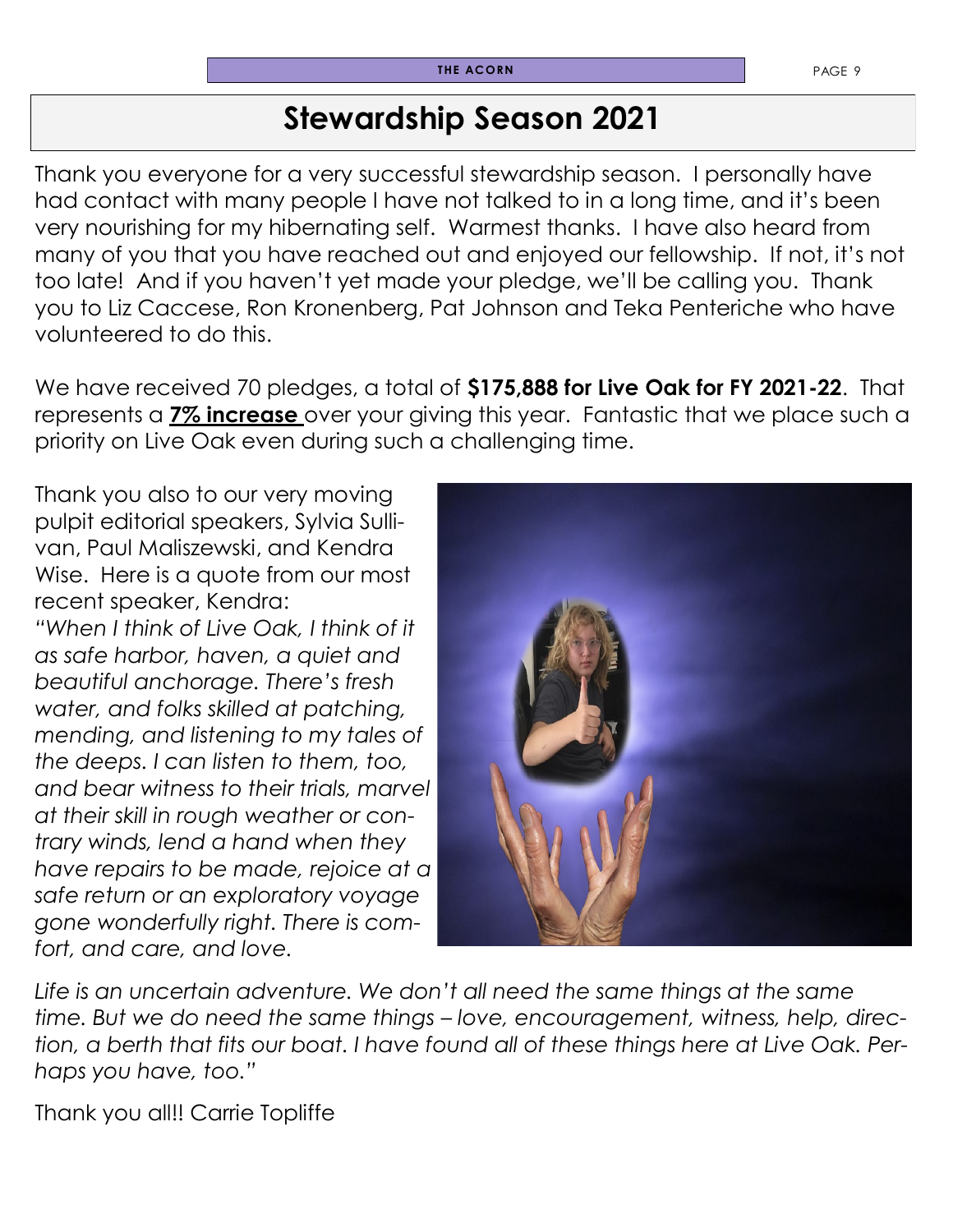# Stewardship Season 2021

Thank you everyone for a very successful stewardship season. I personally have had contact with many people I have not talked to in a long time, and it's been very nourishing for my hibernating self. Warmest thanks. I have also heard from many of you that you have reached out and enjoyed our fellowship. If not, it's not too late! And if you haven't yet made your pledge, we'll be calling you. Thank you to Liz Caccese, Ron Kronenberg, Pat Johnson and Teka Penteriche who have volunteered to do this.

We have received 70 pledges, a total of **$175,888 for Live Oak for FY 2021-22**. That represents a **7% increase** over your giving this year. Fantastic that we place such a priority on Live Oak even during such a challenging time.

Thank you also to our very moving pulpit editorial speakers, Sylvia Sullivan, Paul Maliszewski, and Kendra Wise. Here is a quote from our most recent speaker, Kendra:

*"When I think of Live Oak, I think of it as safe harbor, haven, a quiet and beautiful anchorage. There's fresh water, and folks skilled at patching, mending, and listening to my tales of the deeps. I can listen to them, too, and bear witness to their trials, marvel at their skill in rough weather or contrary winds, lend a hand when they have repairs to be made, rejoice at a safe return or an exploratory voyage gone wonderfully right. There is comfort, and care, and love.*

*Life is an uncertain adventure. We don't all need the same things at the same time. But we do need the same things – love, encouragement, witness, help, direction, a berth that fits our boat. I have found all of these things here at Live Oak. Perhaps you have, too."*

Thank you all!! Carrie Topliffe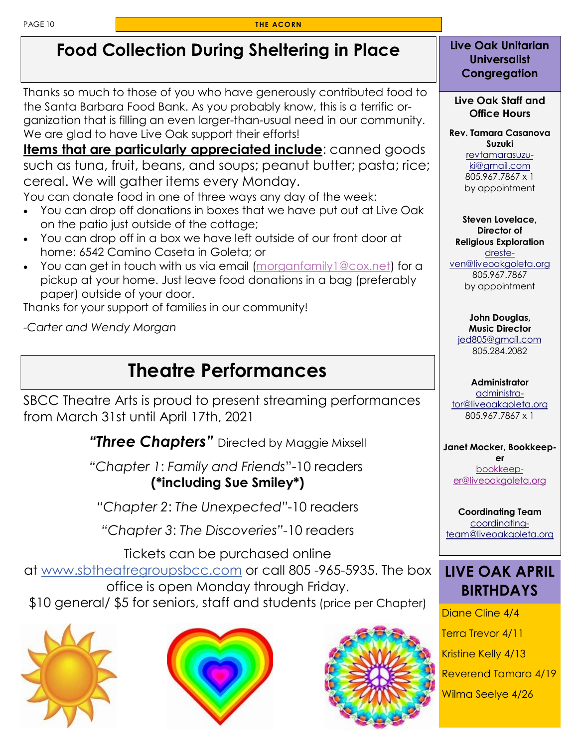# Food Collection During Sheltering in Place

Thanks so much to those of you who have generously contributed food to the Santa Barbara Food Bank. As you probably know, this is a terrific organization that is filling an even larger-than-usual need in our community. We are glad to have Live Oak support their efforts!

**Items that are particularly appreciated include**: canned goods such as tuna, fruit, beans, and soups; peanut butter; pasta; rice; cereal. We will gather items every Monday.

You can donate food in one of three ways any day of the week:

- You can drop off donations in boxes that we have put out at Live Oak on the patio just outside of the cottage;
- You can drop off in a box we have left outside of our front door at home: 6542 Camino Caseta in Goleta; or
- You can get in touch with us via email (morganfamily1@cox.net) for a pickup at your home. Just leave food donations in a bag (preferably paper) outside of your door.

Thanks for your support of families in our community!

*-Carter and Wendy Morgan*

# Theatre Performances

SBCC Theatre Arts is proud to present streaming performances from March 31st until April 17th, 2021

***"Three Chapters"*** Directed by Maggie Mixsell

"Chapter 1: *Family and Friends*"-10 readers
**(*including Sue Smiley*)**

"Chapter 2: *The Unexpected*"-10 readers

"Chapter 3: *The Discoveries*"-10 readers

Tickets can be purchased online at www.sbtheatregroupsbcc.com or call 805 -965-5935. The box office is open Monday through Friday.

$10 general/ $5 for seniors, staff and students (price per Chapter)

## Live Oak Unitarian Universalist Congregation

**Live Oak Staff and Office Hours**

**Rev. Tamara Casanova Suzuki**
revtamarasuzuki@gmail.com
805.967.7867 x 1
by appointment

**Steven Lovelace, Director of Religious Exploration**
dresteven@liveoakgoleta.org
805.967.7867
by appointment

**John Douglas, Music Director**
jed805@gmail.com
805.284.2082

**Administrator**
administrator@liveoakgoleta.org
805.967.7867 x 1

**Janet Mocker, Bookkeeper**
bookkeeper@liveoakgoleta.org

**Coordinating Team**
coordinating-team@liveoakgoleta.org

## LIVE OAK APRIL BIRTHDAYS

Diane Cline 4/4

Terra Trevor 4/11

Kristine Kelly 4/13

Reverend Tamara 4/19

Wilma Seelye 4/26